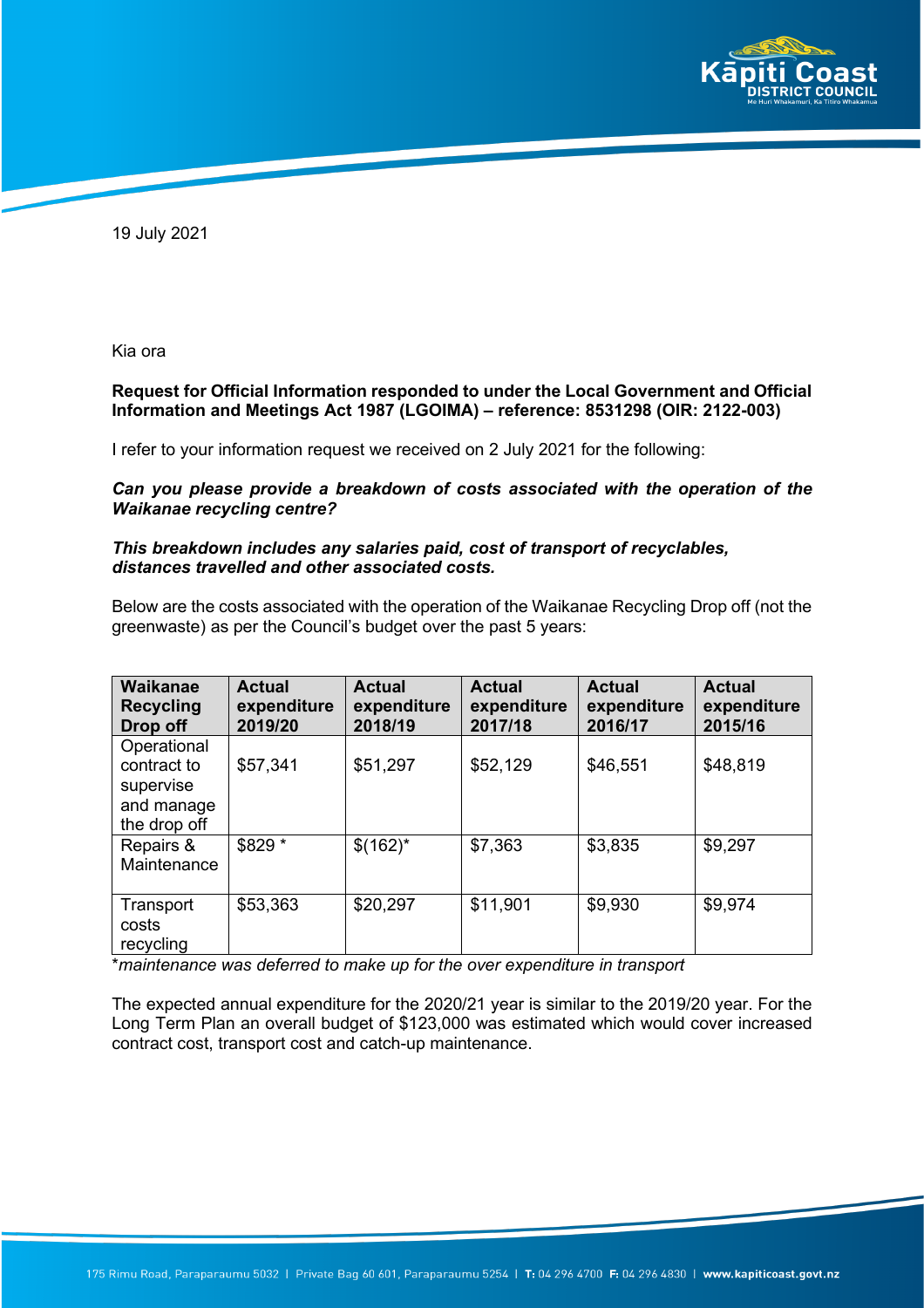19 July 2021

Kia ora

**Request for Official Information responded to under the Local Government and Official Information and Meetings Act 1987 (LGOIMA) – reference: 8531298 (OIR: 2122-003)**

I refer to your information request we received on 2 July 2021 for the following:

***Can you please provide a breakdown of costs associated with the operation of the Waikanae recycling centre?***

***This breakdown includes any salaries paid, cost of transport of recyclables, distances travelled and other associated costs.***

Below are the costs associated with the operation of the Waikanae Recycling Drop off (not the greenwaste) as per the Council's budget over the past 5 years:

| Waikanae Recycling Drop off | Actual expenditure 2019/20 | Actual expenditure 2018/19 | Actual expenditure 2017/18 | Actual expenditure 2016/17 | Actual expenditure 2015/16 |
|---|---|---|---|---|---|
| Operational contract to supervise and manage the drop off | $57,341 | $51,297 | $52,129 | $46,551 | $48,819 |
| Repairs & Maintenance | $829 * | $(162)* | $7,363 | $3,835 | $9,297 |
| Transport costs recycling | $53,363 | $20,297 | $11,901 | $9,930 | $9,974 |

**maintenance was deferred to make up for the over expenditure in transport*

The expected annual expenditure for the 2020/21 year is similar to the 2019/20 year. For the Long Term Plan an overall budget of $123,000 was estimated which would cover increased contract cost, transport cost and catch-up maintenance.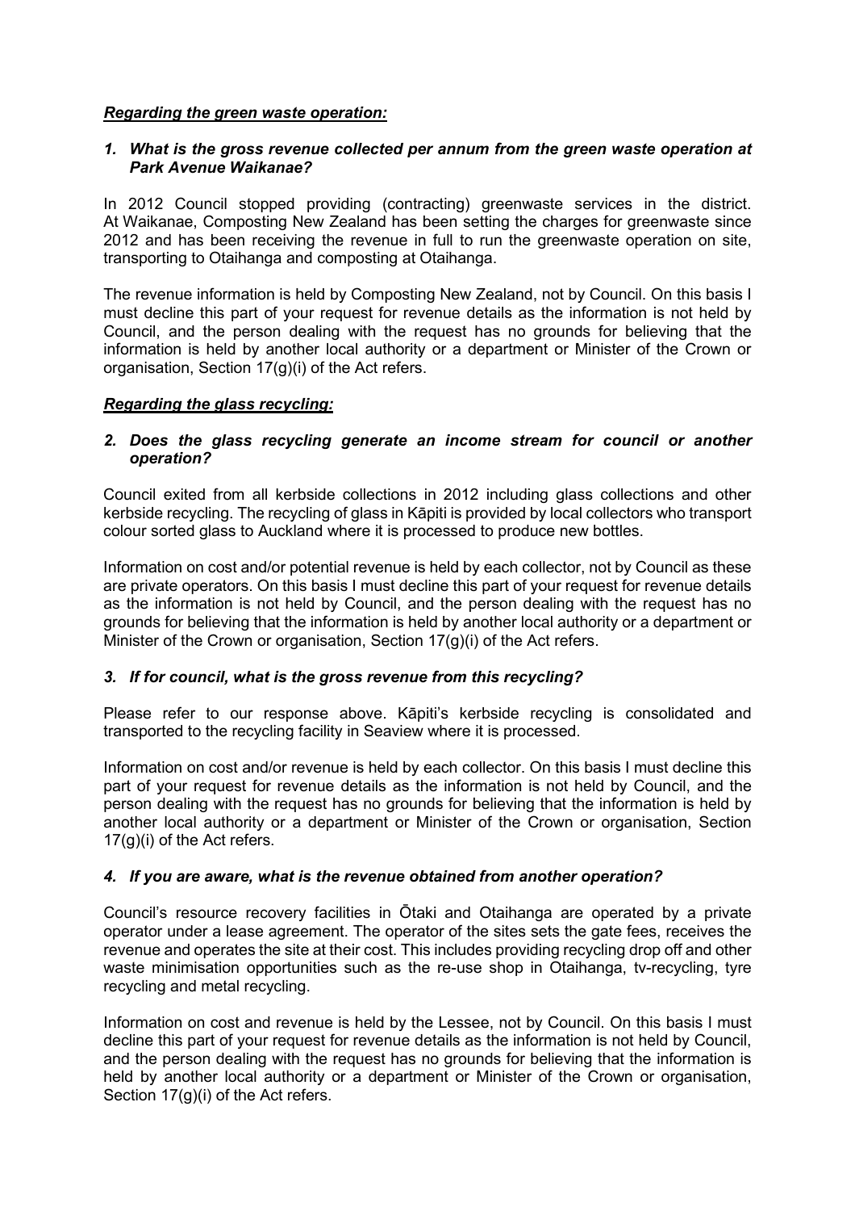***Regarding the green waste operation:***

***1. What is the gross revenue collected per annum from the green waste operation at Park Avenue Waikanae?***

In 2012 Council stopped providing (contracting) greenwaste services in the district. At Waikanae, Composting New Zealand has been setting the charges for greenwaste since 2012 and has been receiving the revenue in full to run the greenwaste operation on site, transporting to Otaihanga and composting at Otaihanga.

The revenue information is held by Composting New Zealand, not by Council. On this basis I must decline this part of your request for revenue details as the information is not held by Council, and the person dealing with the request has no grounds for believing that the information is held by another local authority or a department or Minister of the Crown or organisation, Section 17(g)(i) of the Act refers.

***Regarding the glass recycling:***

***2. Does the glass recycling generate an income stream for council or another operation?***

Council exited from all kerbside collections in 2012 including glass collections and other kerbside recycling. The recycling of glass in Kāpiti is provided by local collectors who transport colour sorted glass to Auckland where it is processed to produce new bottles.

Information on cost and/or potential revenue is held by each collector, not by Council as these are private operators. On this basis I must decline this part of your request for revenue details as the information is not held by Council, and the person dealing with the request has no grounds for believing that the information is held by another local authority or a department or Minister of the Crown or organisation, Section 17(g)(i) of the Act refers.

***3. If for council, what is the gross revenue from this recycling?***

Please refer to our response above. Kāpiti's kerbside recycling is consolidated and transported to the recycling facility in Seaview where it is processed.

Information on cost and/or revenue is held by each collector. On this basis I must decline this part of your request for revenue details as the information is not held by Council, and the person dealing with the request has no grounds for believing that the information is held by another local authority or a department or Minister of the Crown or organisation, Section 17(g)(i) of the Act refers.

***4. If you are aware, what is the revenue obtained from another operation?***

Council's resource recovery facilities in Ōtaki and Otaihanga are operated by a private operator under a lease agreement. The operator of the sites sets the gate fees, receives the revenue and operates the site at their cost. This includes providing recycling drop off and other waste minimisation opportunities such as the re-use shop in Otaihanga, tv-recycling, tyre recycling and metal recycling.

Information on cost and revenue is held by the Lessee, not by Council. On this basis I must decline this part of your request for revenue details as the information is not held by Council, and the person dealing with the request has no grounds for believing that the information is held by another local authority or a department or Minister of the Crown or organisation, Section 17(g)(i) of the Act refers.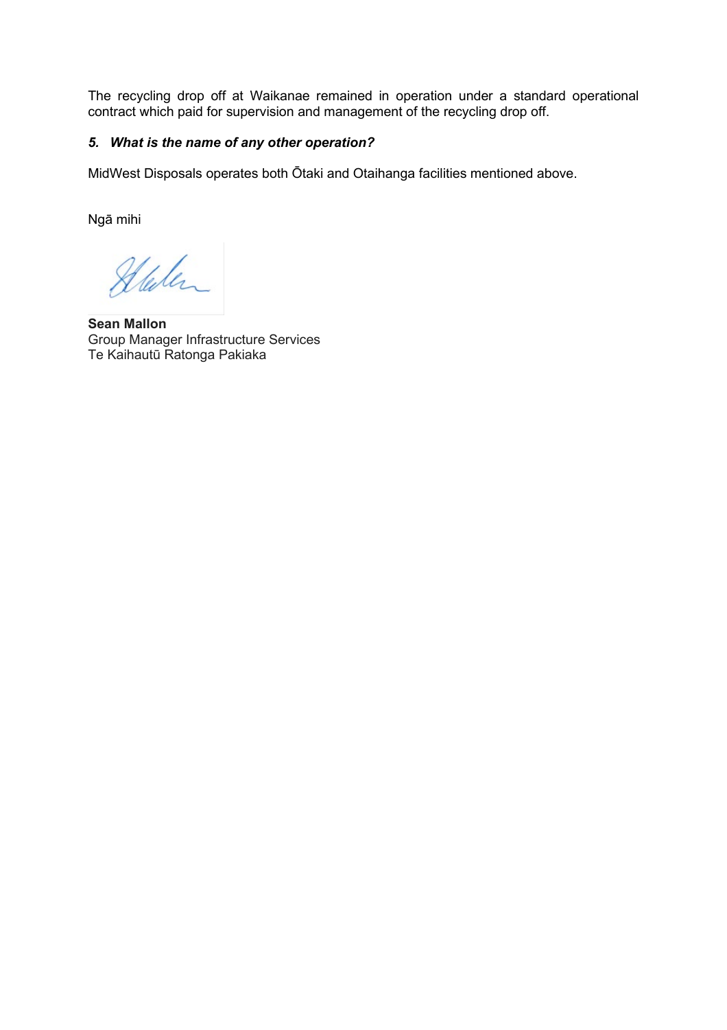The recycling drop off at Waikanae remained in operation under a standard operational contract which paid for supervision and management of the recycling drop off.

### *5. What is the name of any other operation?*

MidWest Disposals operates both Ōtaki and Otaihanga facilities mentioned above.

Ngā mihi

**Sean Mallon**
Group Manager Infrastructure Services
Te Kaihautū Ratonga Pakiaka